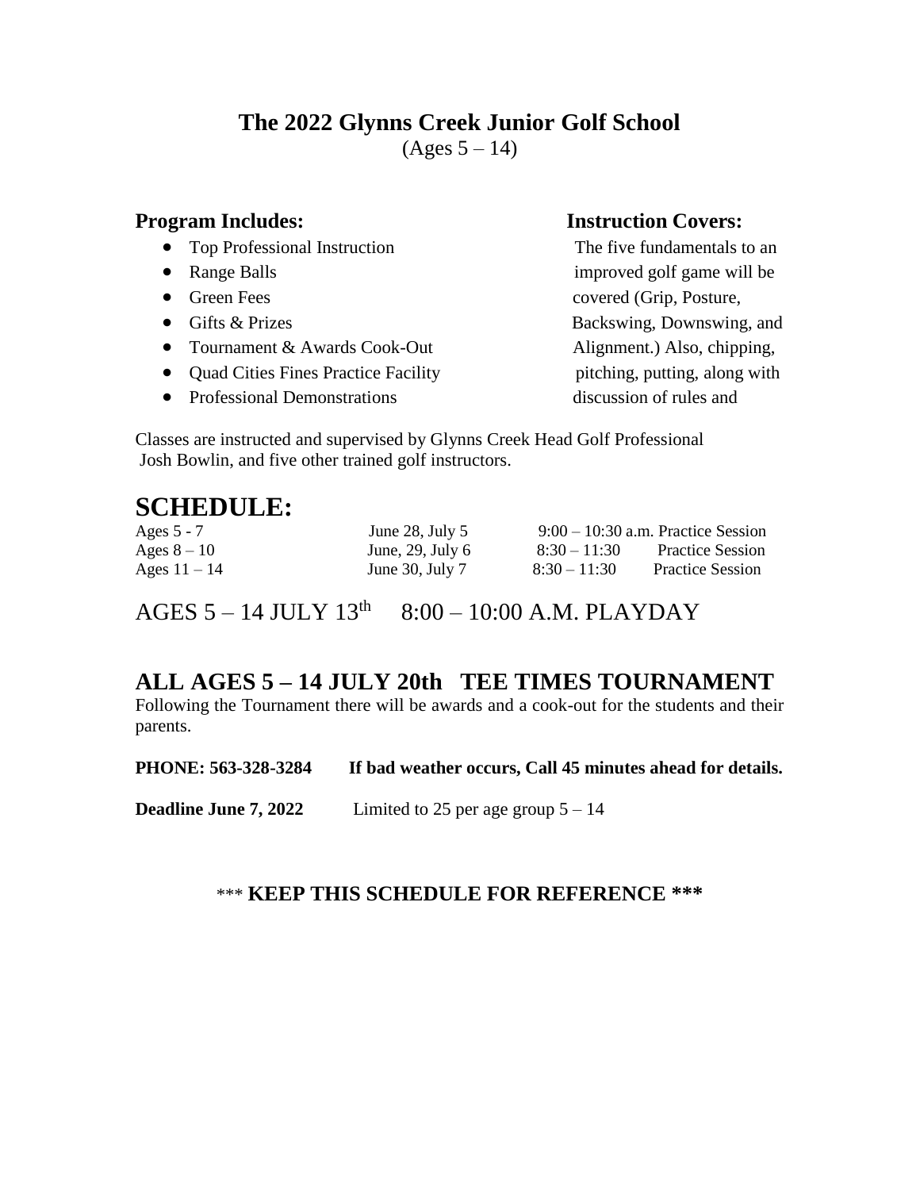# The 2022 Glynns Creek Junior Golf School

(Ages 5 – 14)

**Program Includes:**

- Top Professional Instruction
- Range Balls
- Green Fees
- Gifts & Prizes
- Tournament & Awards Cook-Out
- Quad Cities Fines Practice Facility
- Professional Demonstrations

**Instruction Covers:**

The five fundamentals to an improved golf game will be covered (Grip, Posture, Backswing, Downswing, and Alignment.) Also, chipping, pitching, putting, along with discussion of rules and

Classes are instructed and supervised by Glynns Creek Head Golf Professional Josh Bowlin, and five other trained golf instructors.

# SCHEDULE:

| Ages 5 - 7 | June 28, July 5 | 9:00 – 10:30 a.m. | Practice Session |
|---|---|---|---|
| Ages 8 – 10 | June, 29, July 6 | 8:30 – 11:30 | Practice Session |
| Ages 11 – 14 | June 30, July 7 | 8:30 – 11:30 | Practice Session |

AGES 5 – 14 JULY 13th    8:00 – 10:00 A.M. PLAYDAY

## ALL AGES 5 – 14 JULY 20th  TEE TIMES TOURNAMENT

Following the Tournament there will be awards and a cook-out for the students and their parents.

**PHONE: 563-328-3284**    **If bad weather occurs, Call 45 minutes ahead for details.**

**Deadline June 7, 2022**    Limited to 25 per age group 5 – 14

*** **KEEP THIS SCHEDULE FOR REFERENCE ***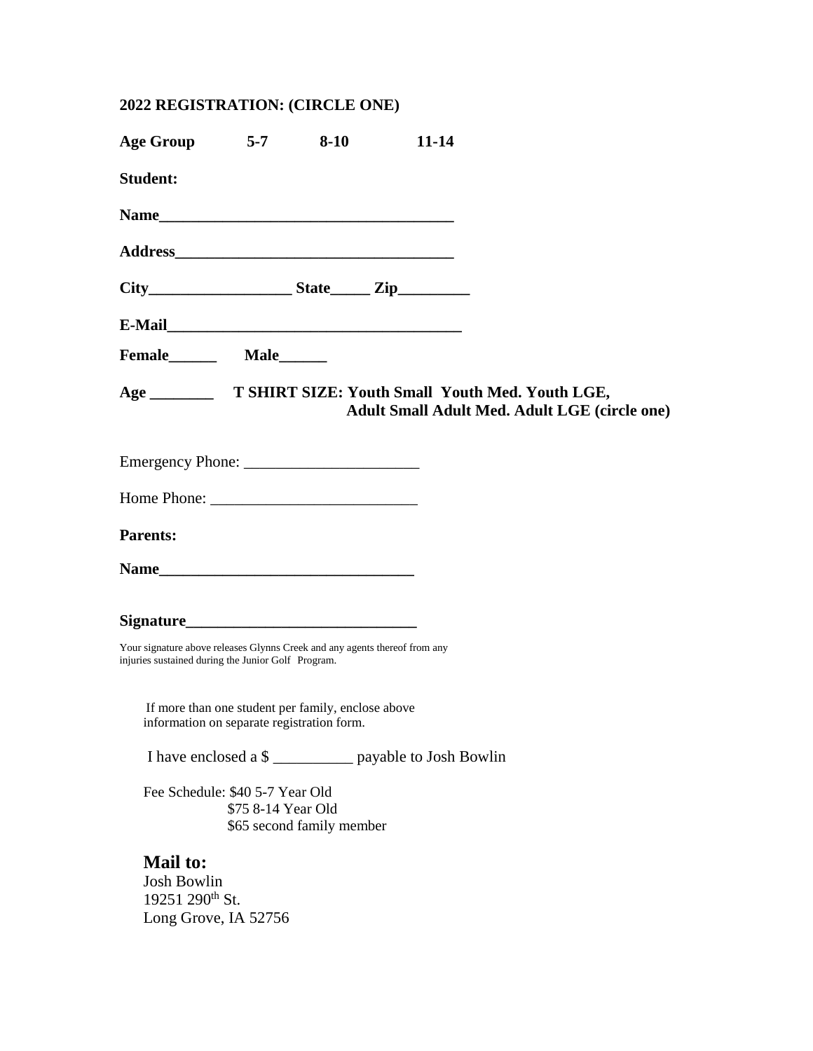**2022 REGISTRATION: (CIRCLE ONE)**

**Age Group 5-7 8-10 11-14**

**Student:**

**Name____________________________________**

**Address__________________________________**

**City_________________ State_____ Zip_________**

**E-Mail___________________________________**

**Female______ Male______**

**Age ________ T SHIRT SIZE: Youth Small Youth Med. Youth LGE, Adult Small Adult Med. Adult LGE (circle one)**

Emergency Phone: ______________________

Home Phone: __________________________

**Parents:**

**Name________________________________**

**Signature_____________________________**

Your signature above releases Glynns Creek and any agents thereof from any injuries sustained during the Junior Golf Program.

If more than one student per family, enclose above information on separate registration form.

I have enclosed a $ __________ payable to Josh Bowlin

Fee Schedule: $40 5-7 Year Old
$75 8-14 Year Old
$65 second family member

**Mail to:**
Josh Bowlin
19251 290th St.
Long Grove, IA 52756